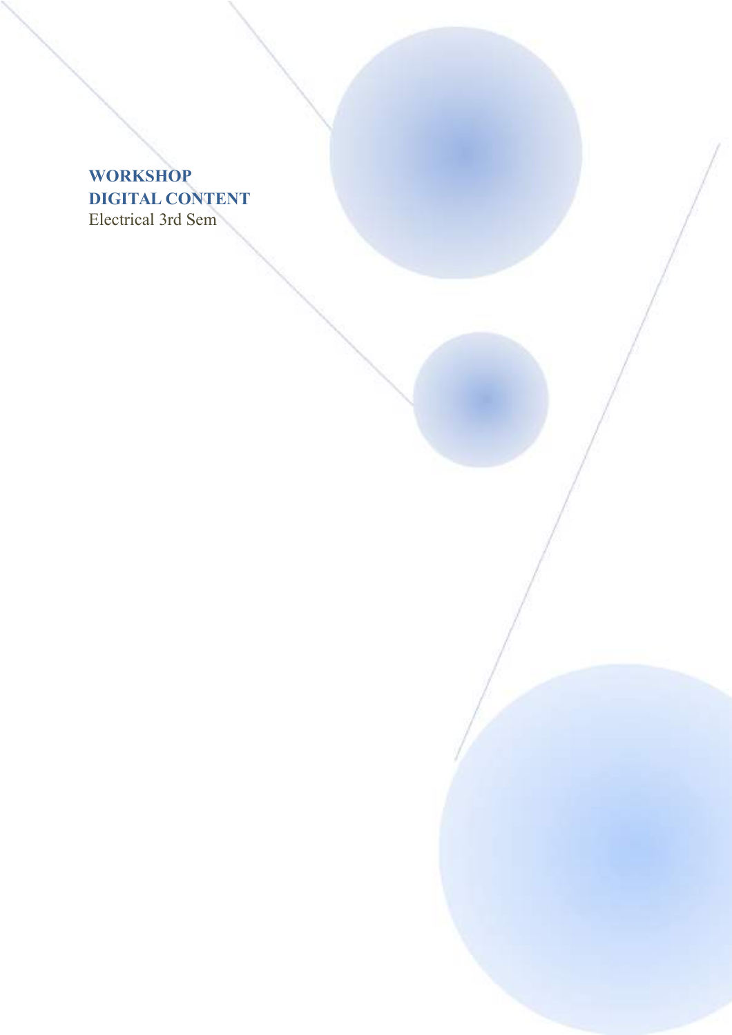# WORKSHOP
# DIGITAL CONTENT

Electrical 3rd Sem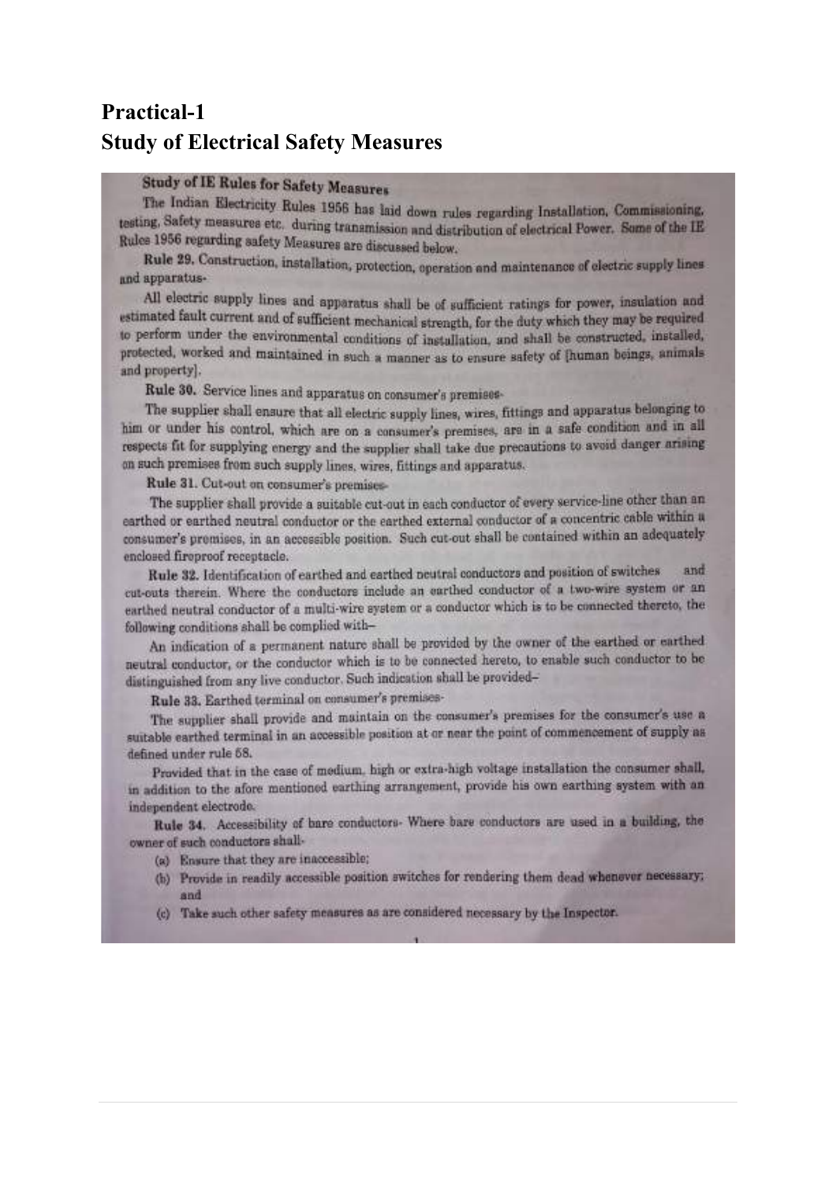# Practical-1
# Study of Electrical Safety Measures

**Study of IE Rules for Safety Measures**

The Indian Electricity Rules 1956 has laid down rules regarding Installation, Commissioning, testing, Safety measures etc. during transmission and distribution of electrical Power. Some of the IE Rules 1956 regarding safety Measures are discussed below.

**Rule 29.** Construction, installation, protection, operation and maintenance of electric supply lines and apparatus-

All electric supply lines and apparatus shall be of sufficient ratings for power, insulation and estimated fault current and of sufficient mechanical strength, for the duty which they may be required to perform under the environmental conditions of installation, and shall be constructed, installed, protected, worked and maintained in such a manner as to ensure safety of [human beings, animals and property].

**Rule 30.** Service lines and apparatus on consumer's premises-

The supplier shall ensure that all electric supply lines, wires, fittings and apparatus belonging to him or under his control, which are on a consumer's premises, are in a safe condition and in all respects fit for supplying energy and the supplier shall take due precautions to avoid danger arising on such premises from such supply lines, wires, fittings and apparatus.

**Rule 31.** Cut-out on consumer's premises-

The supplier shall provide a suitable cut-out in each conductor of every service-line other than an earthed or earthed neutral conductor or the earthed external conductor of a concentric cable within a consumer's premises, in an accessible position. Such cut-out shall be contained within an adequately enclosed fireproof receptacle.

**Rule 32.** Identification of earthed and earthed neutral conductors and position of switches and cut-outs therein. Where the conductors include an earthed conductor of a two-wire system or an earthed neutral conductor of a multi-wire system or a conductor which is to be connected thereto, the following conditions shall be complied with–

An indication of a permanent nature shall be provided by the owner of the earthed or earthed neutral conductor, or the conductor which is to be connected hereto, to enable such conductor to be distinguished from any live conductor. Such indication shall be provided–

**Rule 33.** Earthed terminal on consumer's premises-

The supplier shall provide and maintain on the consumer's premises for the consumer's use a suitable earthed terminal in an accessible position at or near the point of commencement of supply as defined under rule 58.

Provided that in the case of medium, high or extra-high voltage installation the consumer shall, in addition to the afore mentioned earthing arrangement, provide his own earthing system with an independent electrode.

**Rule 34.** Accessibility of bare conductors- Where bare conductors are used in a building, the owner of such conductors shall-

(a) Ensure that they are inaccessible;
(b) Provide in readily accessible position switches for rendering them dead whenever necessary; and
(c) Take such other safety measures as are considered necessary by the Inspector.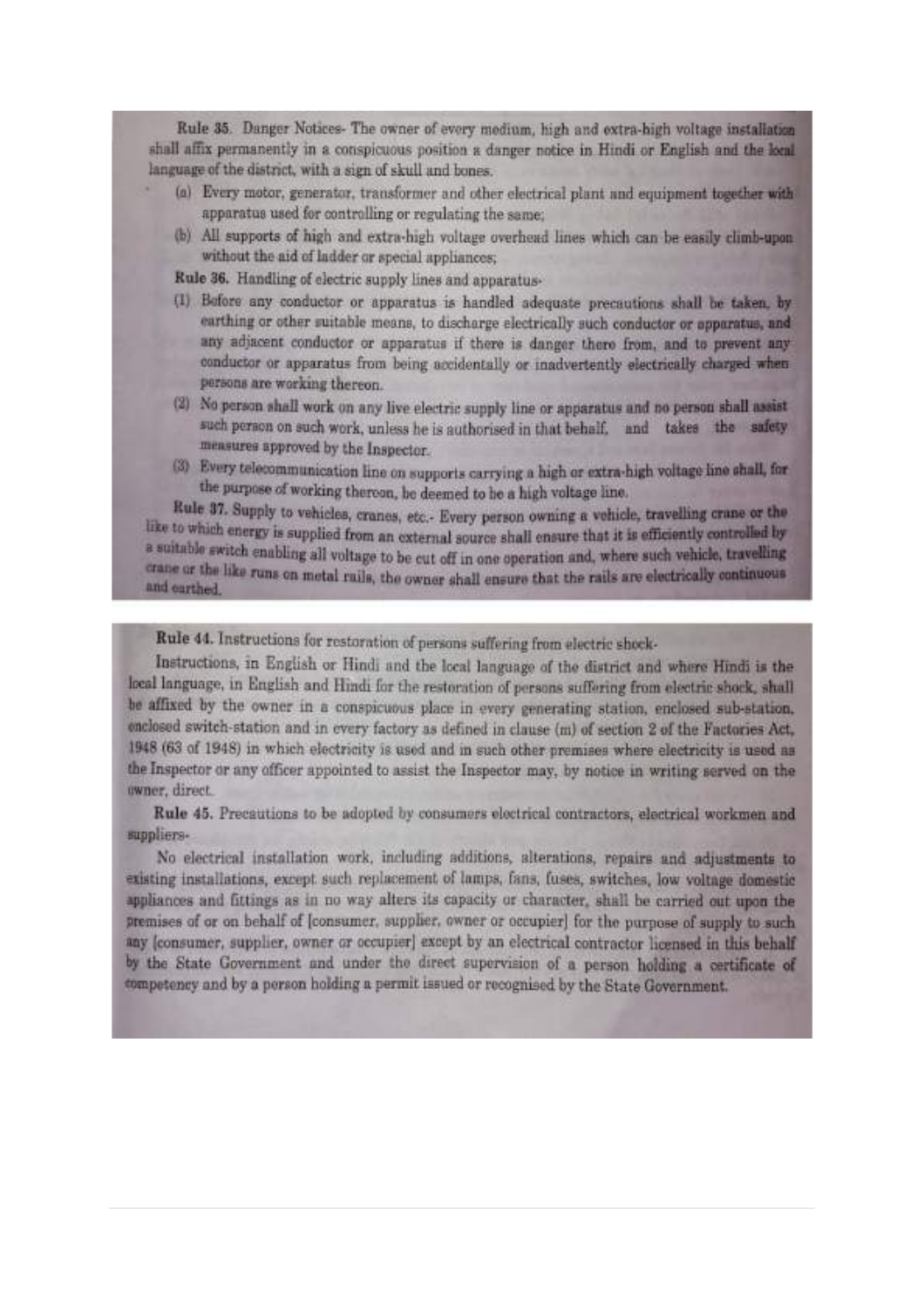**Rule 35.** Danger Notices- The owner of every medium, high and extra-high voltage installation shall affix permanently in a conspicuous position a danger notice in Hindi or English and the local language of the district, with a sign of skull and bones.

- (a) Every motor, generator, transformer and other electrical plant and equipment together with apparatus used for controlling or regulating the same;
- (b) All supports of high and extra-high voltage overhead lines which can be easily climb-upon without the aid of ladder or special appliances;

**Rule 36.** Handling of electric supply lines and apparatus-

(1) Before any conductor or apparatus is handled adequate precautions shall be taken, by earthing or other suitable means, to discharge electrically such conductor or apparatus, and any adjacent conductor or apparatus if there is danger there from, and to prevent any conductor or apparatus from being accidentally or inadvertently electrically charged when persons are working thereon.

(2) No person shall work on any live electric supply line or apparatus and no person shall assist such person on such work, unless he is authorised in that behalf, and takes the safety measures approved by the Inspector.

(3) Every telecommunication line on supports carrying a high or extra-high voltage line shall, for the purpose of working thereon, be deemed to be a high voltage line.

**Rule 37.** Supply to vehicles, cranes, etc.- Every person owning a vehicle, travelling crane or the like to which energy is supplied from an external source shall ensure that it is efficiently controlled by a suitable switch enabling all voltage to be cut off in one operation and, where such vehicle, travelling crane or the like runs on metal rails, the owner shall ensure that the rails are electrically continuous and earthed.

**Rule 44.** Instructions for restoration of persons suffering from electric shock-

Instructions, in English or Hindi and the local language of the district and where Hindi is the local language, in English and Hindi for the restoration of persons suffering from electric shock, shall be affixed by the owner in a conspicuous place in every generating station, enclosed sub-station, enclosed switch-station and in every factory as defined in clause (m) of section 2 of the Factories Act, 1948 (63 of 1948) in which electricity is used and in such other premises where electricity is used as the Inspector or any officer appointed to assist the Inspector may, by notice in writing served on the owner, direct.

**Rule 45.** Precautions to be adopted by consumers electrical contractors, electrical workmen and suppliers-

No electrical installation work, including additions, alterations, repairs and adjustments to existing installations, except such replacement of lamps, fans, fuses, switches, low voltage domestic appliances and fittings as in no way alters its capacity or character, shall be carried out upon the premises of or on behalf of [consumer, supplier, owner or occupier] for the purpose of supply to such any [consumer, supplier, owner or occupier] except by an electrical contractor licensed in this behalf by the State Government and under the direct supervision of a person holding a certificate of competency and by a person holding a permit issued or recognised by the State Government.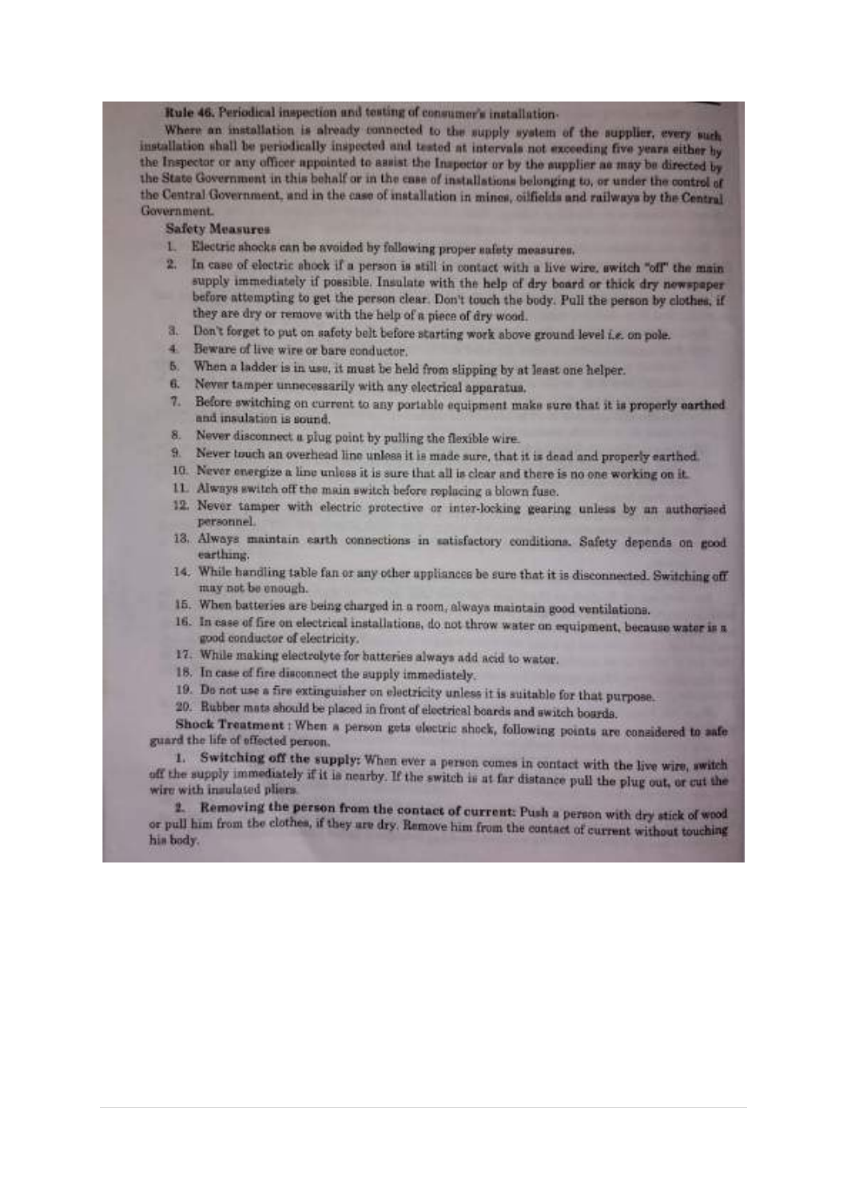**Rule 46. Periodical inspection and testing of consumer's installation-**

Where an installation is already connected to the supply system of the supplier, every such installation shall be periodically inspected and tested at intervals not exceeding five years either by the Inspector or any officer appointed to assist the Inspector or by the supplier as may be directed by the State Government in this behalf or in the case of installations belonging to, or under the control of the Central Government, and in the case of installation in mines, oilfields and railways by the Central Government.

**Safety Measures**

1. Electric shocks can be avoided by following proper safety measures.
2. In case of electric shock if a person is still in contact with a live wire, switch "off" the main supply immediately if possible. Insulate with the help of dry board or thick dry newspaper before attempting to get the person clear. Don't touch the body. Pull the person by clothes, if they are dry or remove with the help of a piece of dry wood.
3. Don't forget to put on safety belt before starting work above ground level *i.e.* on pole.
4. Beware of live wire or bare conductor.
5. When a ladder is in use, it must be held from slipping by at least one helper.
6. Never tamper unnecessarily with any electrical apparatus.
7. Before switching on current to any portable equipment make sure that it is properly earthed and insulation is sound.
8. Never disconnect a plug point by pulling the flexible wire.
9. Never touch an overhead line unless it is made sure, that it is dead and properly earthed.
10. Never energize a line unless it is sure that all is clear and there is no one working on it.
11. Always switch off the main switch before replacing a blown fuse.
12. Never tamper with electric protective or inter-locking gearing unless by an authorised personnel.
13. Always maintain earth connections in satisfactory conditions. Safety depends on good earthing.
14. While handling table fan or any other appliances be sure that it is disconnected. Switching off may not be enough.
15. When batteries are being charged in a room, always maintain good ventilations.
16. In case of fire on electrical installations, do not throw water on equipment, because water is a good conductor of electricity.
17. While making electrolyte for batteries always add acid to water.
18. In case of fire disconnect the supply immediately.
19. Do not use a fire extinguisher on electricity unless it is suitable for that purpose.
20. Rubber mats should be placed in front of electrical boards and switch boards.

**Shock Treatment :** When a person gets electric shock, following points are considered to safe guard the life of effected person.

1. **Switching off the supply:** When ever a person comes in contact with the live wire, switch off the supply immediately if it is nearby. If the switch is at far distance pull the plug out, or cut the wire with insulated pliers.

2. **Removing the person from the contact of current:** Push a person with dry stick of wood or pull him from the clothes, if they are dry. Remove him from the contact of current without touching his body.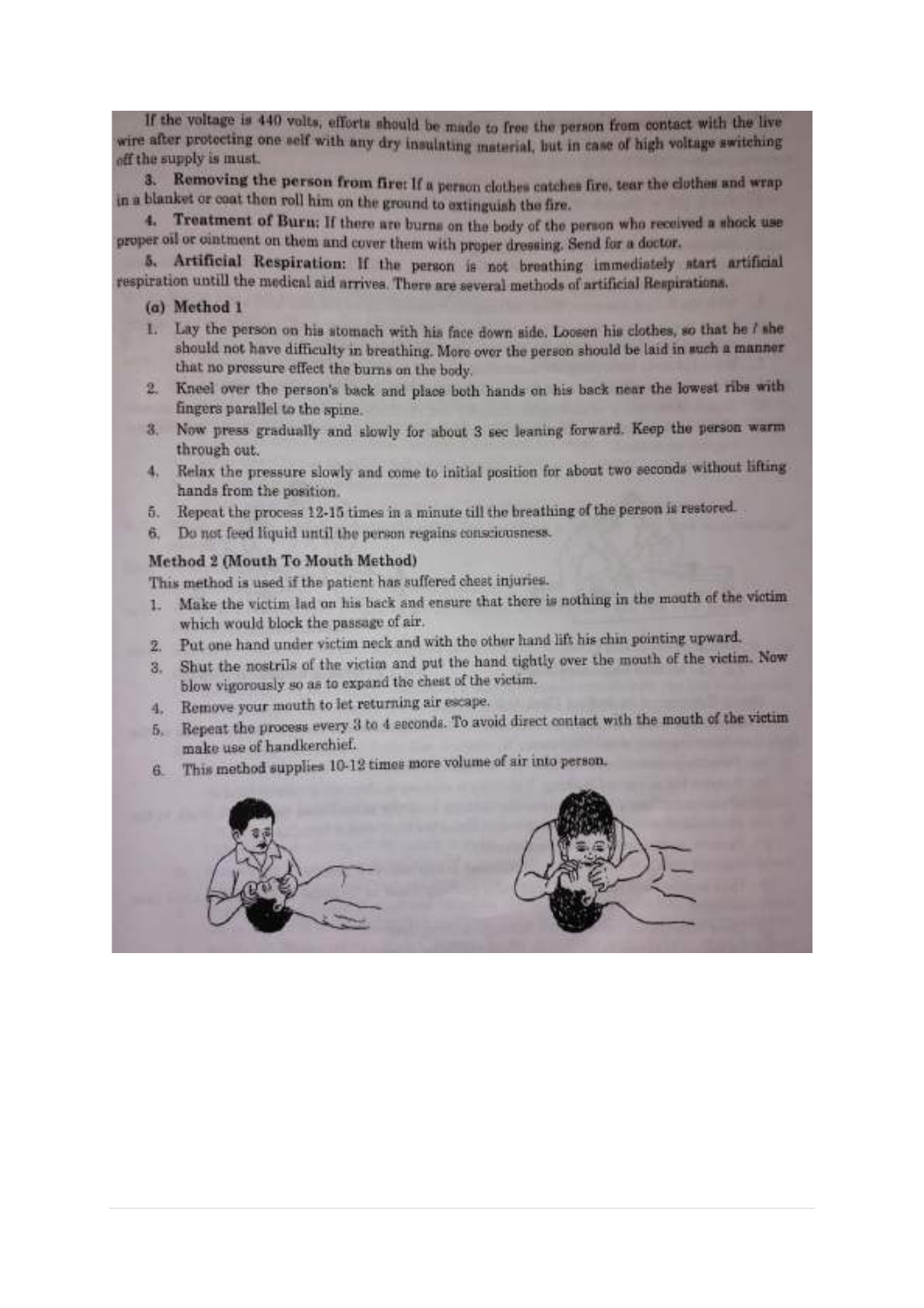If the voltage is 440 volts, efforts should be made to free the person from contact with the live wire after protecting one self with any dry insulating material, but in case of high voltage switching off the supply is must.

**3. Removing the person from fire:** If a person clothes catches fire, tear the clothes and wrap in a blanket or coat then roll him on the ground to extinguish the fire.

**4. Treatment of Burn:** If there are burns on the body of the person who received a shock use proper oil or ointment on them and cover them with proper dressing. Send for a doctor.

**5. Artificial Respiration:** If the person is not breathing immediately start artificial respiration untill the medical aid arrives. There are several methods of artificial Respirations.

**(a) Method 1**

1. Lay the person on his stomach with his face down side. Loosen his clothes, so that he / she should not have difficulty in breathing. More over the person should be laid in such a manner that no pressure effect the burns on the body.
2. Kneel over the person's back and place both hands on his back near the lowest ribs with fingers parallel to the spine.
3. Now press gradually and slowly for about 3 sec leaning forward. Keep the person warm through out.
4. Relax the pressure slowly and come to initial position for about two seconds without lifting hands from the position.
5. Repeat the process 12-15 times in a minute till the breathing of the person is restored.
6. Do not feed liquid until the person regains consciousness.

**Method 2 (Mouth To Mouth Method)**

This method is used if the patient has suffered chest injuries.

1. Make the victim lad on his back and ensure that there is nothing in the mouth of the victim which would block the passage of air.
2. Put one hand under victim neck and with the other hand lift his chin pointing upward.
3. Shut the nostrils of the victim and put the hand tightly over the mouth of the victim. Now blow vigorously so as to expand the chest of the victim.
4. Remove your mouth to let returning air escape.
5. Repeat the process every 3 to 4 seconds. To avoid direct contact with the mouth of the victim make use of handkerchief.
6. This method supplies 10-12 times more volume of air into person.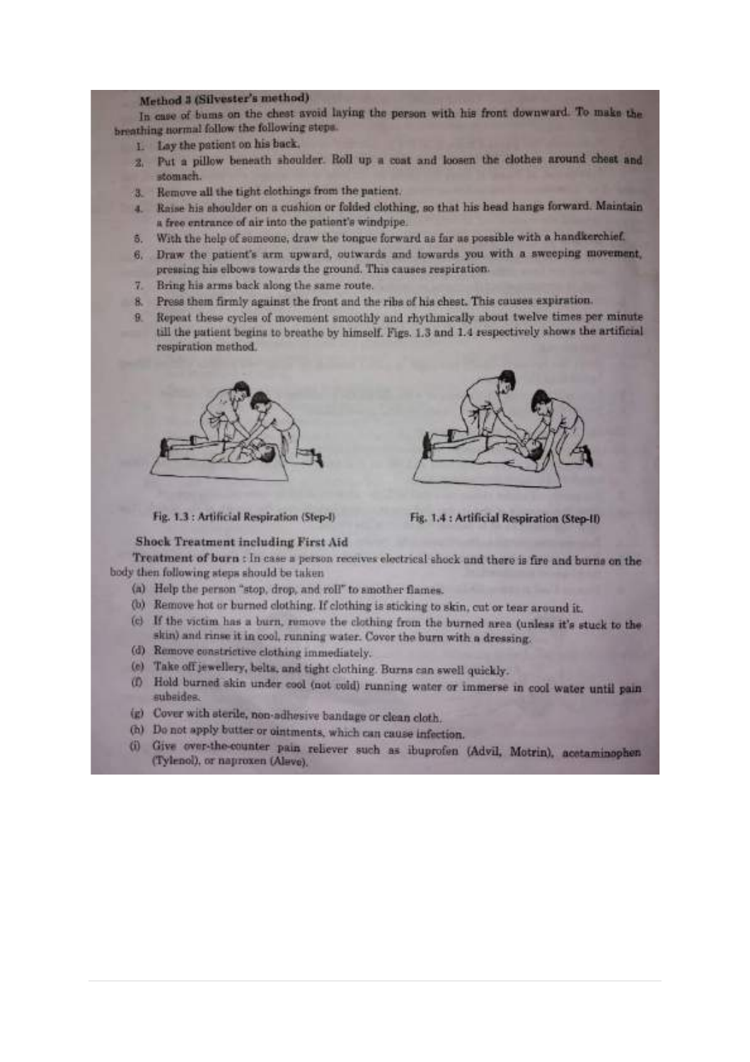### Method 3 (Silvester's method)

In case of bums on the chest avoid laying the person with his front downward. To make the breathing normal follow the following steps.

1. Lay the patient on his back.
2. Put a pillow beneath shoulder. Roll up a coat and loosen the clothes around chest and stomach.
3. Remove all the tight clothings from the patient.
4. Raise his shoulder on a cushion or folded clothing, so that his head hangs forward. Maintain a free entrance of air into the patient's windpipe.
5. With the help of someone, draw the tongue forward as far as possible with a handkerchief.
6. Draw the patient's arm upward, outwards and towards you with a sweeping movement, pressing his elbows towards the ground. This causes respiration.
7. Bring his arms back along the same route.
8. Press them firmly against the front and the ribs of his chest. This causes expiration.
9. Repeat these cycles of movement smoothly and rhythmically about twelve times per minute till the patient begins to breathe by himself. Figs. 1.3 and 1.4 respectively shows the artificial respiration method.

Fig. 1.3 : Artificial Respiration (Step-I)

Fig. 1.4 : Artificial Respiration (Step-II)

### Shock Treatment including First Aid

**Treatment of burn :** In case a person receives electrical shock and there is fire and burns on the body then following steps should be taken

(a) Help the person "stop, drop, and roll" to smother flames.

(b) Remove hot or burned clothing. If clothing is sticking to skin, cut or tear around it.

(c) If the victim has a burn, remove the clothing from the burned area (unless it's stuck to the skin) and rinse it in cool, running water. Cover the burn with a dressing.

(d) Remove constrictive clothing immediately.

(e) Take off jewellery, belts, and tight clothing. Burns can swell quickly.

(f) Hold burned skin under cool (not cold) running water or immerse in cool water until pain subsides.

(g) Cover with sterile, non-adhesive bandage or clean cloth.

(h) Do not apply butter or ointments, which can cause infection.

(i) Give over-the-counter pain reliever such as ibuprofen (Advil, Motrin), acetaminophen (Tylenol), or naproxen (Aleve).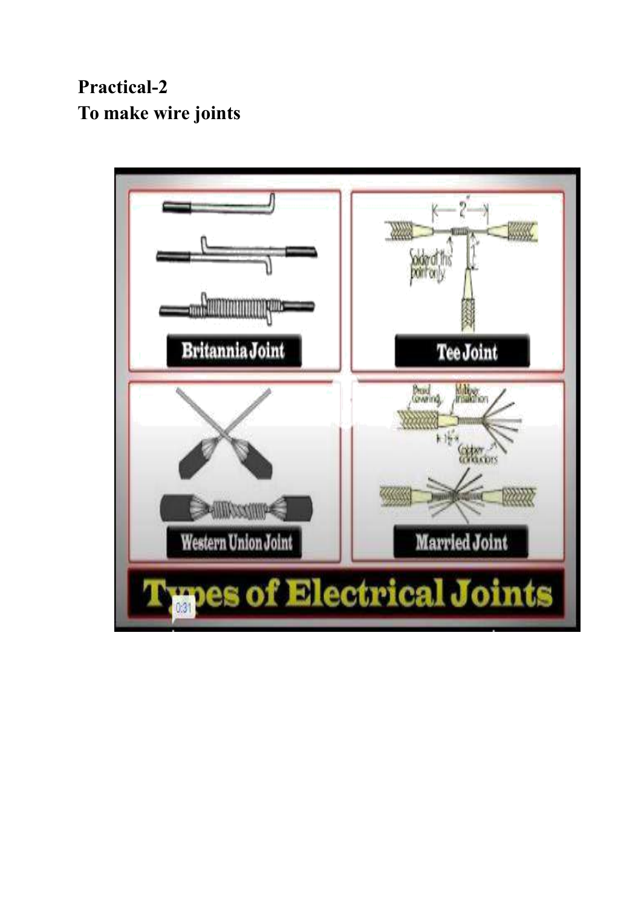**Practical-2**
**To make wire joints**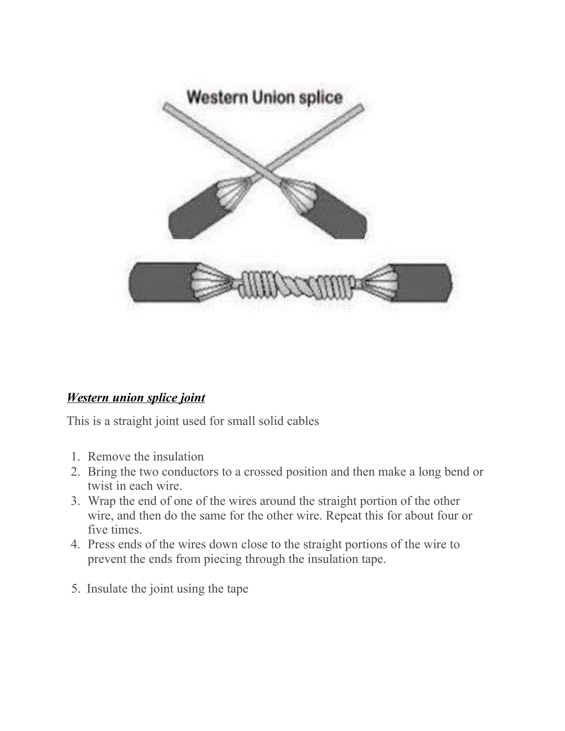***Western union splice joint***

This is a straight joint used for small solid cables

1. Remove the insulation
2. Bring the two conductors to a crossed position and then make a long bend or twist in each wire.
3. Wrap the end of one of the wires around the straight portion of the other wire, and then do the same for the other wire. Repeat this for about four or five times.
4. Press ends of the wires down close to the straight portions of the wire to prevent the ends from piecing through the insulation tape.
5. Insulate the joint using the tape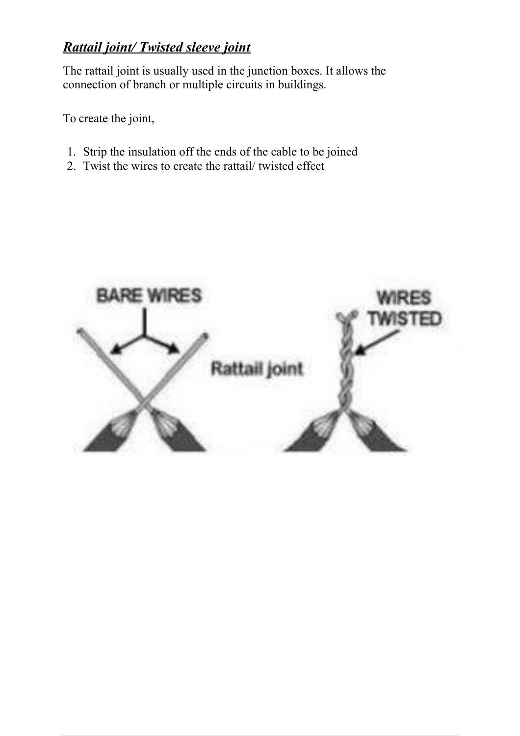## ***Rattail joint/ Twisted sleeve joint***

The rattail joint is usually used in the junction boxes. It allows the connection of branch or multiple circuits in buildings.

To create the joint,

1. Strip the insulation off the ends of the cable to be joined
2. Twist the wires to create the rattail/ twisted effect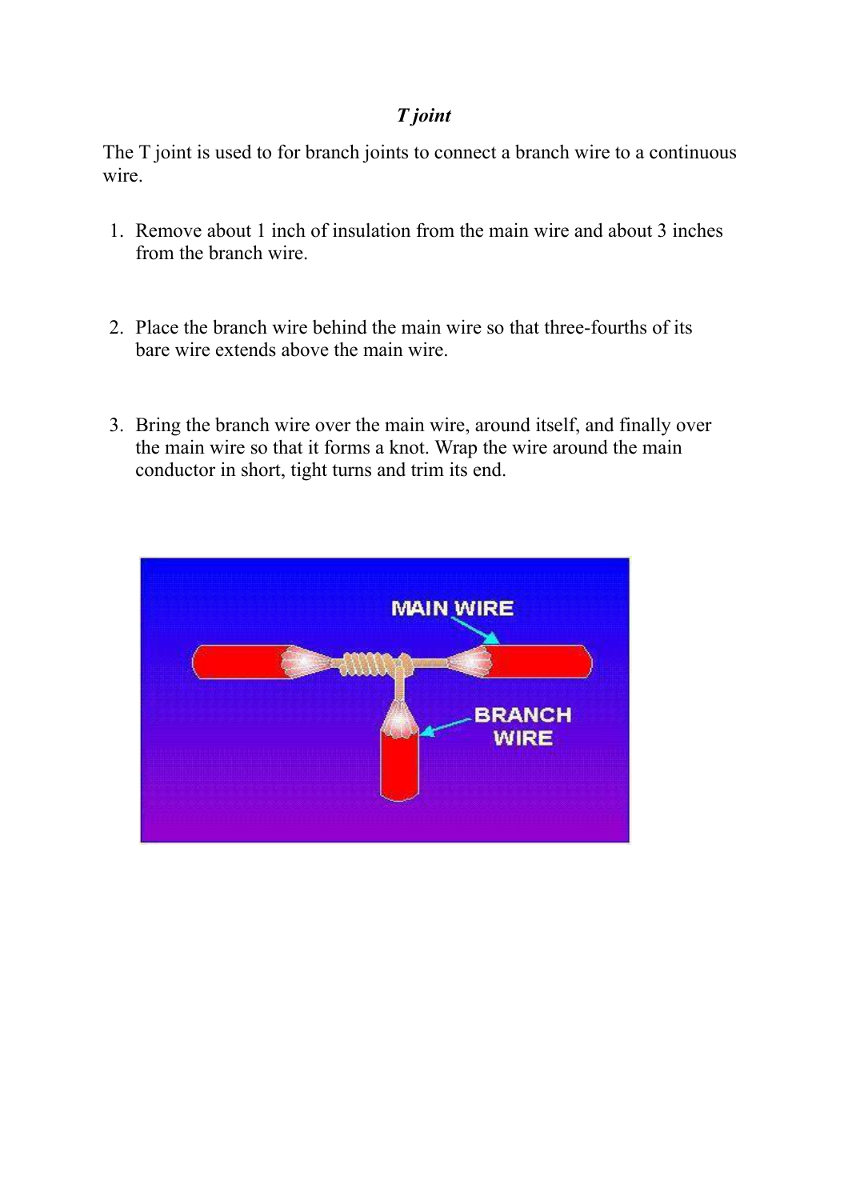## *T joint*

The T joint is used to for branch joints to connect a branch wire to a continuous wire.

1. Remove about 1 inch of insulation from the main wire and about 3 inches from the branch wire.

2. Place the branch wire behind the main wire so that three-fourths of its bare wire extends above the main wire.

3. Bring the branch wire over the main wire, around itself, and finally over the main wire so that it forms a knot. Wrap the wire around the main conductor in short, tight turns and trim its end.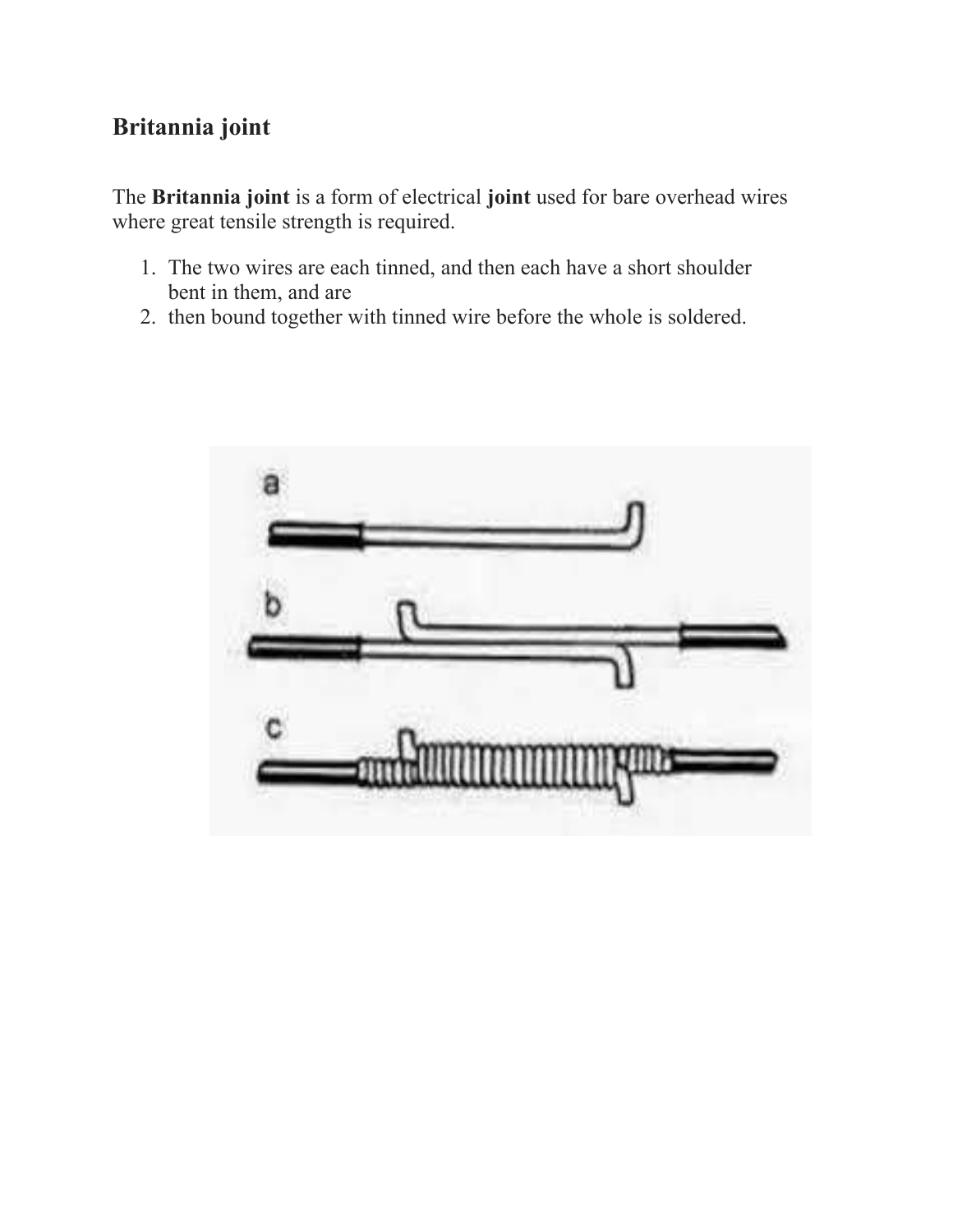## Britannia joint

The **Britannia joint** is a form of electrical **joint** used for bare overhead wires where great tensile strength is required.

1. The two wires are each tinned, and then each have a short shoulder bent in them, and are
2. then bound together with tinned wire before the whole is soldered.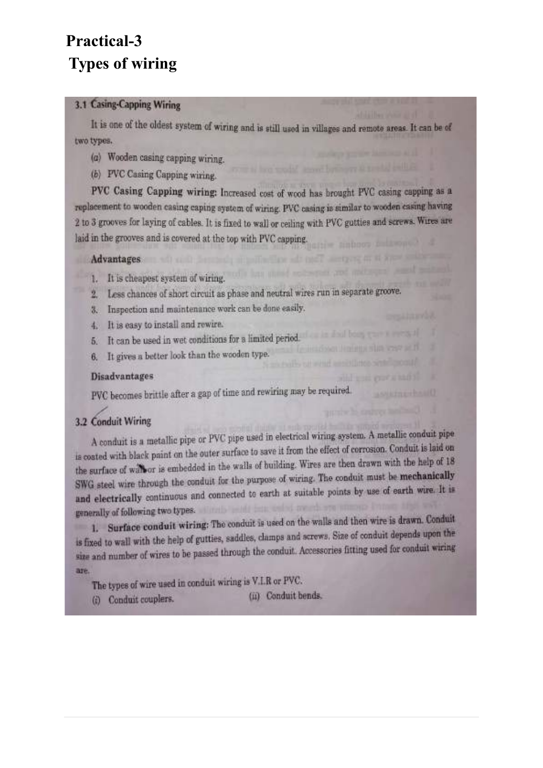# Practical-3

## Types of wiring

### 3.1 Casing-Capping Wiring

It is one of the oldest system of wiring and is still used in villages and remote areas. It can be of two types.

(a) Wooden casing capping wiring.

(b) PVC Casing Capping wiring.

**PVC Casing Capping wiring:** Increased cost of wood has brought PVC casing capping as a replacement to wooden casing caping system of wiring. PVC casing is similar to wooden casing having 2 to 3 grooves for laying of cables. It is fixed to wall or ceiling with PVC gutties and screws. Wires are laid in the grooves and is covered at the top with PVC capping.

**Advantages**

1. It is cheapest system of wiring.
2. Less chances of short circuit as phase and neutral wires run in separate groove.
3. Inspection and maintenance work can be done easily.
4. It is easy to install and rewire.
5. It can be used in wet conditions for a limited period.
6. It gives a better look than the wooden type.

**Disadvantages**

PVC becomes brittle after a gap of time and rewiring may be required.

### 3.2 Conduit Wiring

A conduit is a metallic pipe or PVC pipe used in electrical wiring system. A metallic conduit pipe is coated with black paint on the outer surface to save it from the effect of corrosion. Conduit is laid on the surface of wall or is embedded in the walls of building. Wires are then drawn with the help of 18 SWG steel wire through the conduit for the purpose of wiring. The conduit must be **mechanically and electrically** continuous and connected to earth at suitable points by use of earth wire. It is generally of following two types.

1. **Surface conduit wiring:** The conduit is used on the walls and then wire is drawn. Conduit is fixed to wall with the help of gutties, saddles, clamps and screws. Size of conduit depends upon the size and number of wires to be passed through the conduit. Accessories fitting used for conduit wiring are.

The types of wire used in conduit wiring is V.I.R or PVC.

(i) Conduit couplers. (ii) Conduit bends.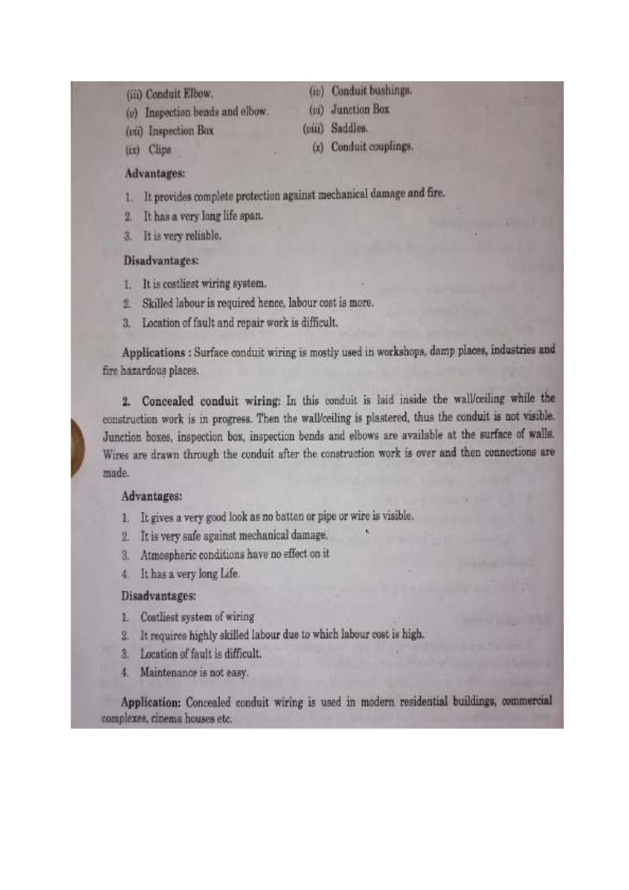(iii) Conduit Elbow.

(iv) Conduit bushings.

(v) Inspection bends and elbow.

(vi) Junction Box

(vii) Inspection Box

(viii) Saddles.

(ix) Clips

(x) Conduit couplings.

**Advantages:**

1. It provides complete protection against mechanical damage and fire.
2. It has a very long life span.
3. It is very reliable.

**Disadvantages:**

1. It is costliest wiring system.
2. Skilled labour is required hence, labour cost is more.
3. Location of fault and repair work is difficult.

**Applications :** Surface conduit wiring is mostly used in workshops, damp places, industries and fire hazardous places.

**2. Concealed conduit wiring:** In this conduit is laid inside the wall/ceiling while the construction work is in progress. Then the wall/ceiling is plastered, thus the conduit is not visible. Junction boxes, inspection box, inspection bends and elbows are available at the surface of walls. Wires are drawn through the conduit after the construction work is over and then connections are made.

**Advantages:**

1. It gives a very good look as no batten or pipe or wire is visible.
2. It is very safe against mechanical damage.
3. Atmospheric conditions have no effect on it
4. It has a very long Life.

**Disadvantages:**

1. Costliest system of wiring
2. It requires highly skilled labour due to which labour cost is high.
3. Location of fault is difficult.
4. Maintenance is not easy.

**Application:** Concealed conduit wiring is used in modern residential buildings, commercial complexes, cinema houses etc.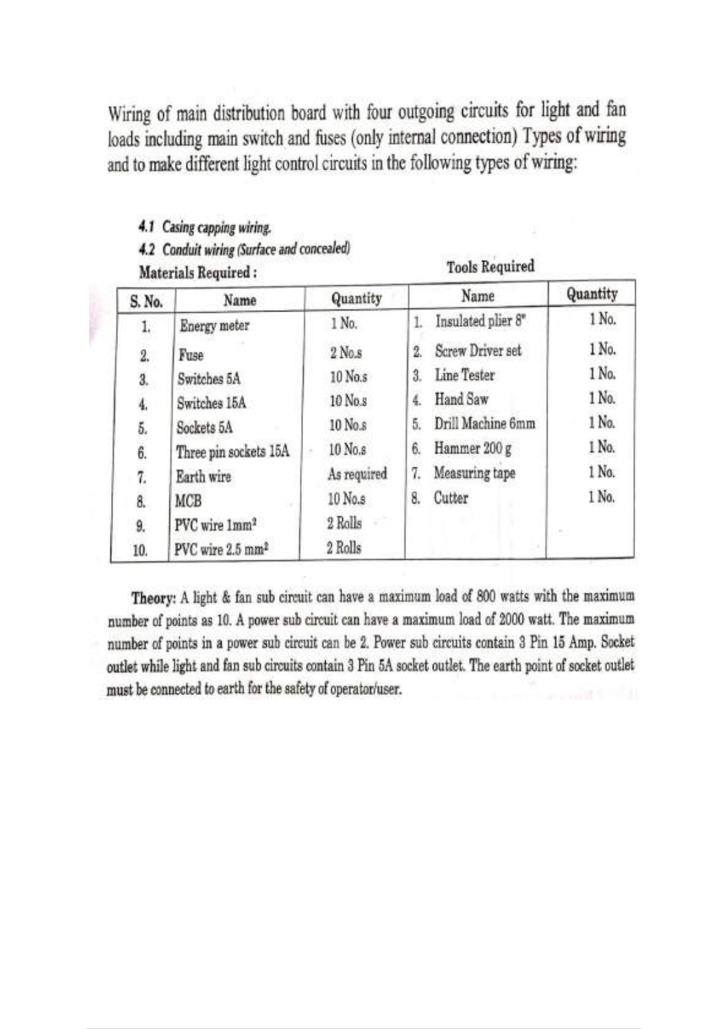Wiring of main distribution board with four outgoing circuits for light and fan loads including main switch and fuses (only internal connection) Types of wiring and to make different light control circuits in the following types of wiring:

*4.1 Casing capping wiring.*

*4.2 Conduit wiring (Surface and concealed)*

**Materials Required :** | **Tools Required**

| S. No. | Name | Quantity | Name | Quantity |
|---|---|---|---|---|
| 1. | Energy meter | 1 No. | 1. Insulated plier 8" | 1 No. |
| 2. | Fuse | 2 No.s | 2. Screw Driver set | 1 No. |
| 3. | Switches 5A | 10 No.s | 3. Line Tester | 1 No. |
| 4. | Switches 15A | 10 No.s | 4. Hand Saw | 1 No. |
| 5. | Sockets 5A | 10 No.s | 5. Drill Machine 6mm | 1 No. |
| 6. | Three pin sockets 15A | 10 No.s | 6. Hammer 200 g | 1 No. |
| 7. | Earth wire | As required | 7. Measuring tape | 1 No. |
| 8. | MCB | 10 No.s | 8. Cutter | 1 No. |
| 9. | PVC wire 1mm² | 2 Rolls | | |
| 10. | PVC wire 2.5 mm² | 2 Rolls | | |

**Theory:** A light & fan sub circuit can have a maximum load of 800 watts with the maximum number of points as 10. A power sub circuit can have a maximum load of 2000 watt. The maximum number of points in a power sub circuit can be 2. Power sub circuits contain 3 Pin 15 Amp. Socket outlet while light and fan sub circuits contain 3 Pin 5A socket outlet. The earth point of socket outlet must be connected to earth for the safety of operator/user.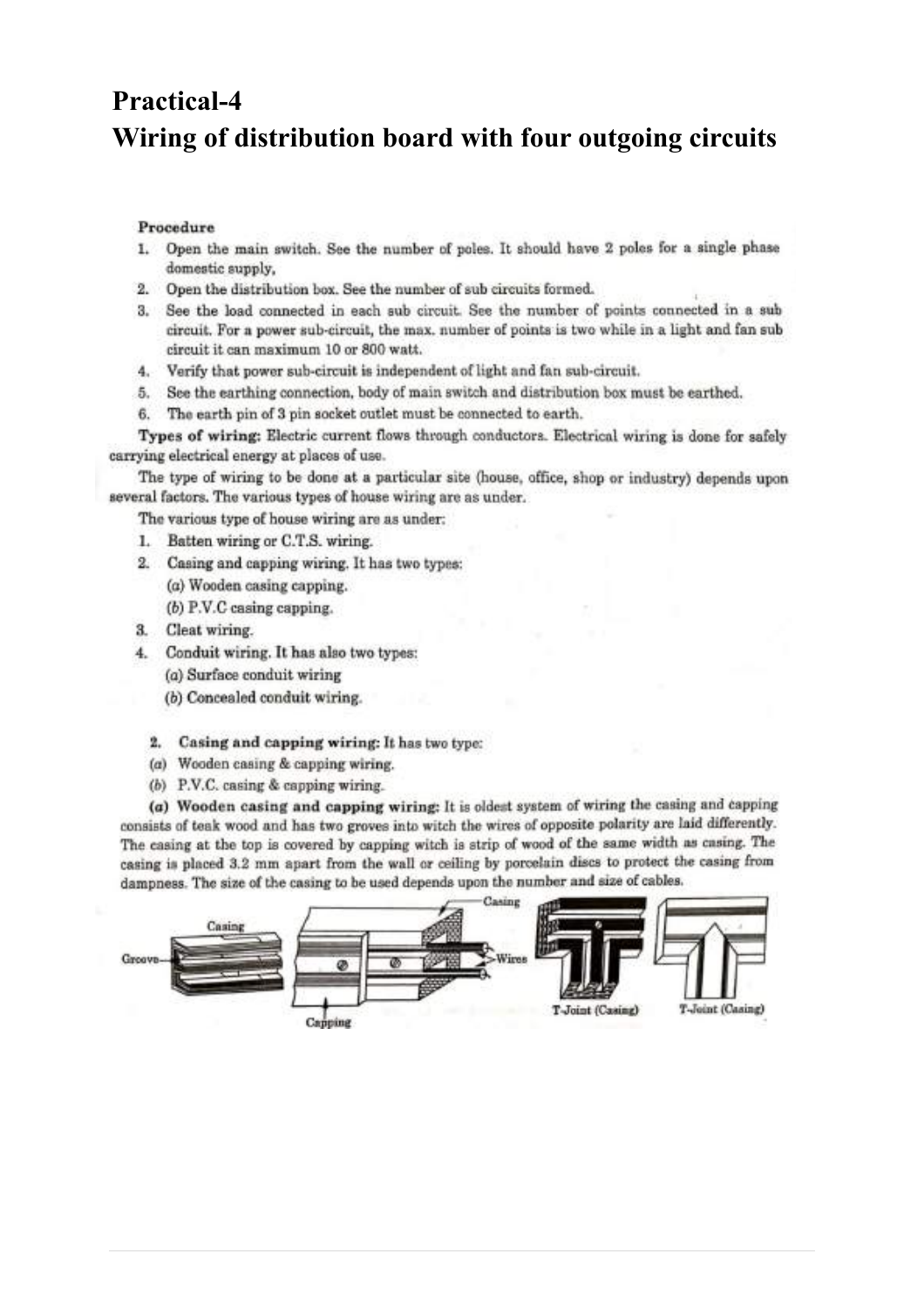# Practical-4

## Wiring of distribution board with four outgoing circuits

**Procedure**

1. Open the main switch. See the number of poles. It should have 2 poles for a single phase domestic supply,
2. Open the distribution box. See the number of sub circuits formed.
3. See the load connected in each sub circuit. See the number of points connected in a sub circuit. For a power sub-circuit, the max. number of points is two while in a light and fan sub circuit it can maximum 10 or 800 watt.
4. Verify that power sub-circuit is independent of light and fan sub-circuit.
5. See the earthing connection, body of main switch and distribution box must be earthed.
6. The earth pin of 3 pin socket outlet must be connected to earth.

**Types of wiring:** Electric current flows through conductors. Electrical wiring is done for safely carrying electrical energy at places of use.

The type of wiring to be done at a particular site (house, office, shop or industry) depends upon several factors. The various types of house wiring are as under.

The various type of house wiring are as under:

1. Batten wiring or C.T.S. wiring.
2. Casing and capping wiring. It has two types:
   (a) Wooden casing capping.
   (b) P.V.C casing capping.
3. Cleat wiring.
4. Conduit wiring. It has also two types:
   (a) Surface conduit wiring
   (b) Concealed conduit wiring.

**2. Casing and capping wiring:** It has two type:

(a) Wooden casing & capping wiring.

(b) P.V.C. casing & capping wiring.

**(a) Wooden casing and capping wiring:** It is oldest system of wiring the casing and capping consists of teak wood and has two groves into witch the wires of opposite polarity are laid differently. The casing at the top is covered by capping witch is strip of wood of the same width as casing. The casing is placed 3.2 mm apart from the wall or ceiling by porcelain discs to protect the casing from dampness. The size of the casing to be used depends upon the number and size of cables.

Casing Groove Capping Casing Wires T-Joint (Casing) T-Joint (Casing)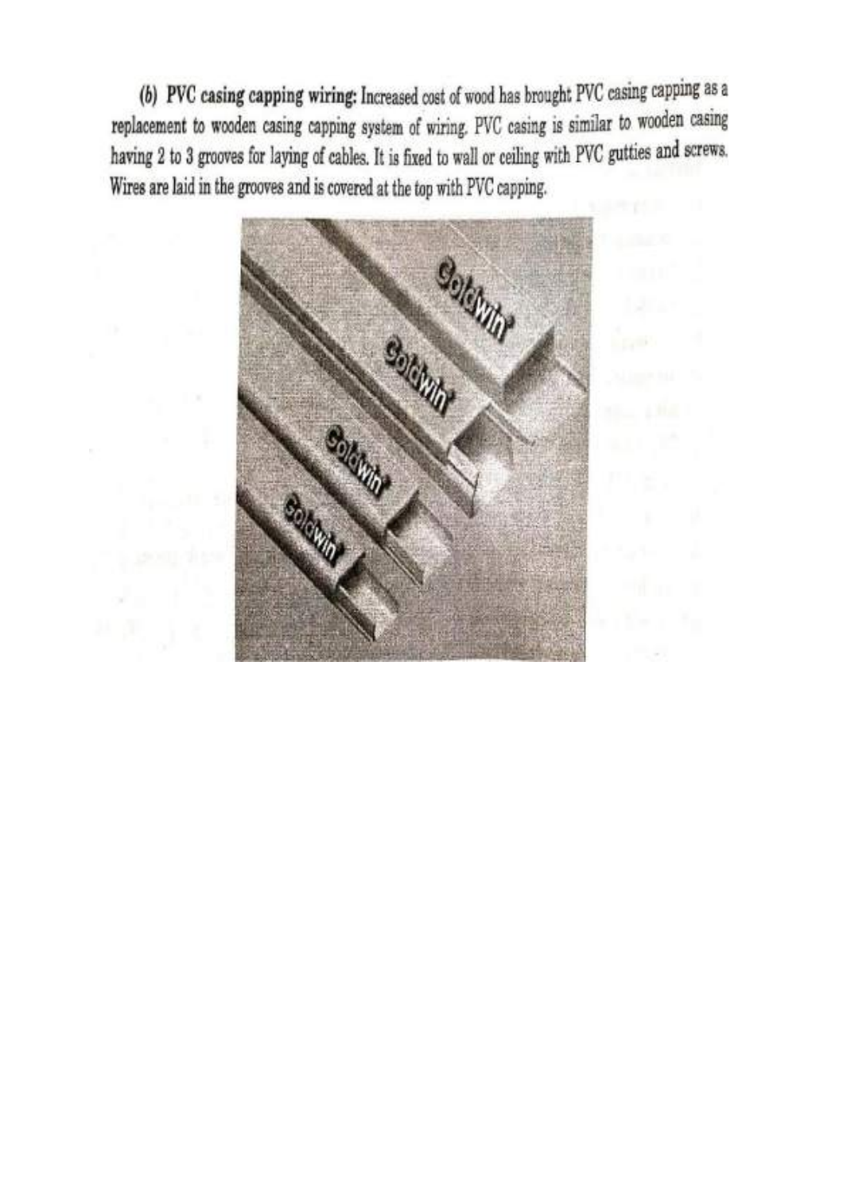**(b) PVC casing capping wiring:** Increased cost of wood has brought PVC casing capping as a replacement to wooden casing capping system of wiring. PVC casing is similar to wooden casing having 2 to 3 grooves for laying of cables. It is fixed to wall or ceiling with PVC gutties and screws. Wires are laid in the grooves and is covered at the top with PVC capping.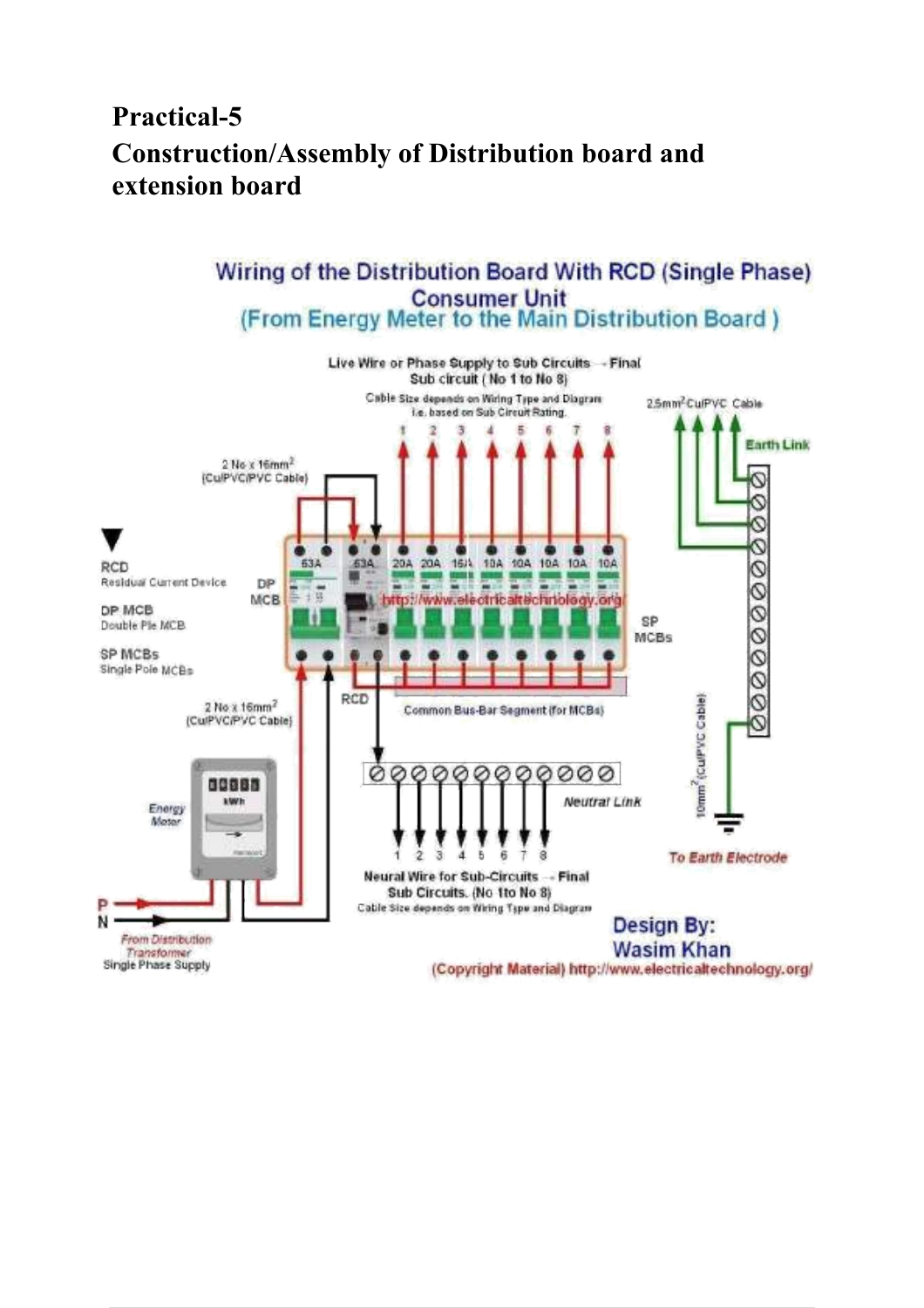# Practical-5

## Construction/Assembly of Distribution board and extension board

**Wiring of the Distribution Board With RCD (Single Phase) Consumer Unit**
**(From Energy Meter to the Main Distribution Board)**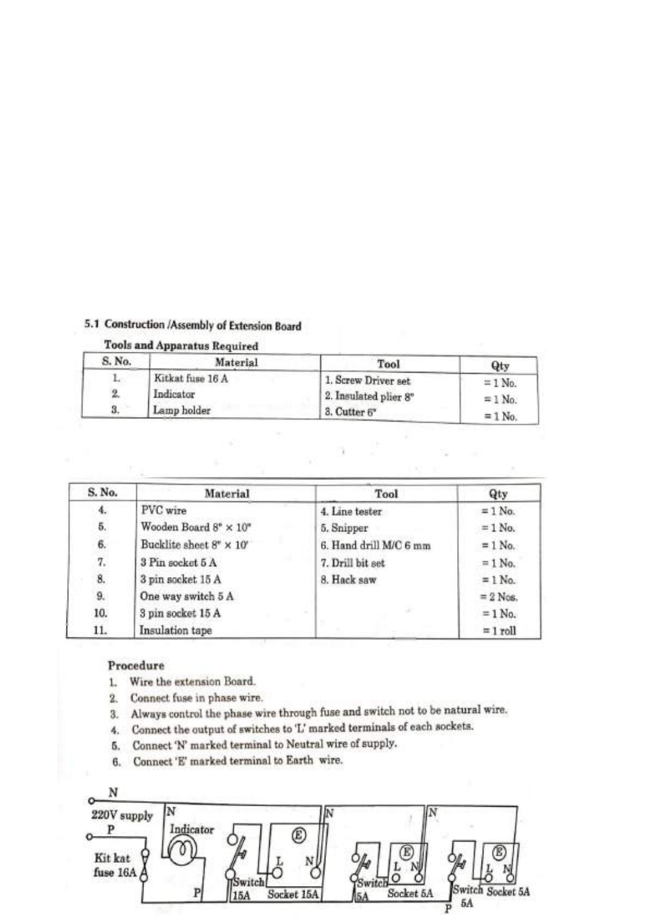## 5.1 Construction /Assembly of Extension Board

**Tools and Apparatus Required**

| S. No. | Material | Tool | Qty |
|---|---|---|---|
| 1. | Kitkat fuse 16 A | 1. Screw Driver set | = 1 No. |
| 2. | Indicator | 2. Insulated plier 8" | = 1 No. |
| 3. | Lamp holder | 3. Cutter 6" | = 1 No. |
| 4. | PVC wire | 4. Line tester | = 1 No. |
| 5. | Wooden Board 8" × 10" | 5. Snipper | = 1 No. |
| 6. | Bucklite sheet 8" × 10' | 6. Hand drill M/C 6 mm | = 1 No. |
| 7. | 3 Pin socket 5 A | 7. Drill bit set | = 1 No. |
| 8. | 3 pin socket 15 A | 8. Hack saw | = 1 No. |
| 9. | One way switch 5 A | | = 2 Nos. |
| 10. | 3 pin socket 15 A | | = 1 No. |
| 11. | Insulation tape | | = 1 roll |

**Procedure**

1. Wire the extension Board.
2. Connect fuse in phase wire.
3. Always control the phase wire through fuse and switch not to be natural wire.
4. Connect the output of switches to 'L' marked terminals of each sockets.
5. Connect 'N' marked terminal to Neutral wire of supply.
6. Connect 'E' marked terminal to Earth wire.

N
220V supply
P
Kit kat fuse 16A
Indicator
N
P
Switch 15A
Socket 15A
L N E
Switch 5A
Socket 5A
L N E
Switch 5A
Socket 5A
L N E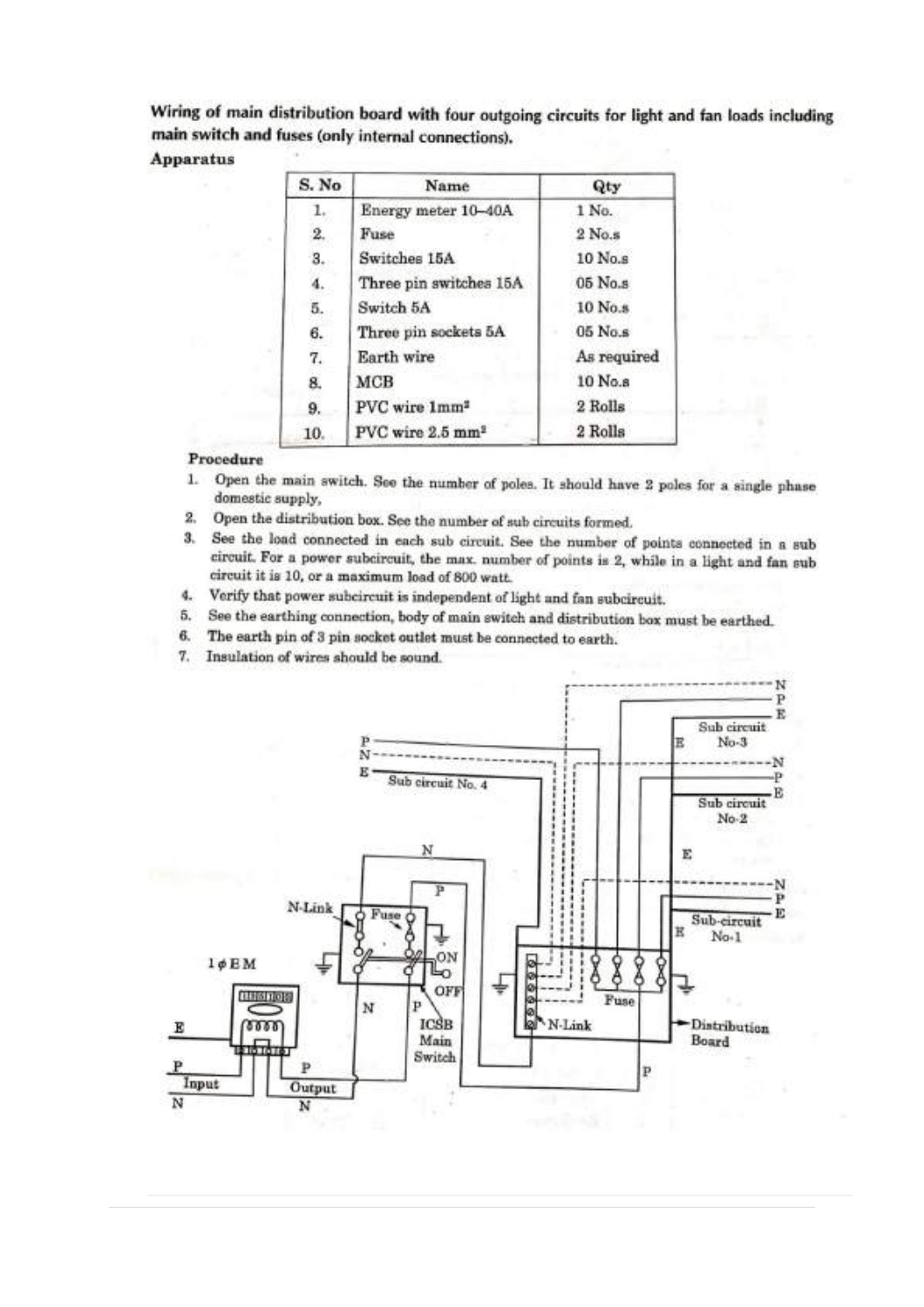**Wiring of main distribution board with four outgoing circuits for light and fan loads including main switch and fuses (only internal connections).**

**Apparatus**

| S. No | Name | Qty |
|---|---|---|
| 1. | Energy meter 10–40A | 1 No. |
| 2. | Fuse | 2 No.s |
| 3. | Switches 15A | 10 No.s |
| 4. | Three pin switches 15A | 05 No.s |
| 5. | Switch 5A | 10 No.s |
| 6. | Three pin sockets 5A | 05 No.s |
| 7. | Earth wire | As required |
| 8. | MCB | 10 No.s |
| 9. | PVC wire 1mm² | 2 Rolls |
| 10. | PVC wire 2.5 mm² | 2 Rolls |

**Procedure**

1. Open the main switch. See the number of poles. It should have 2 poles for a single phase domestic supply,
2. Open the distribution box. See the number of sub circuits formed.
3. See the load connected in each sub circuit. See the number of points connected in a sub circuit. For a power subcircuit, the max. number of points is 2, while in a light and fan sub circuit it is 10, or a maximum load of 800 watt.
4. Verify that power subcircuit is independent of light and fan subcircuit.
5. See the earthing connection, body of main switch and distribution box must be earthed.
6. The earth pin of 3 pin socket outlet must be connected to earth.
7. Insulation of wires should be sound.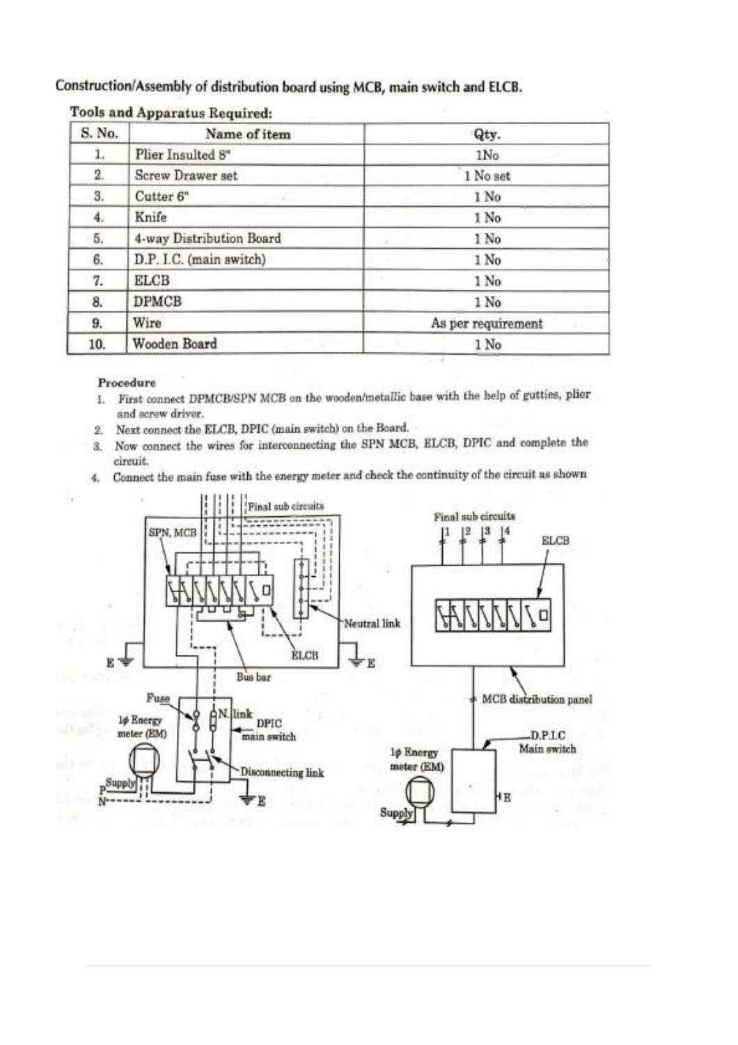## Construction/Assembly of distribution board using MCB, main switch and ELCB.

**Tools and Apparatus Required:**

| S. No. | Name of item | Qty. |
|---|---|---|
| 1. | Plier Insulted 8" | 1No |
| 2. | Screw Drawer set | 1 No set |
| 3. | Cutter 6" | 1 No |
| 4. | Knife | 1 No |
| 5. | 4-way Distribution Board | 1 No |
| 6. | D.P. I.C. (main switch) | 1 No |
| 7. | ELCB | 1 No |
| 8. | DPMCB | 1 No |
| 9. | Wire | As per requirement |
| 10. | Wooden Board | 1 No |

**Procedure**

1. First connect DPMCB/SPN MCB on the wooden/metallic base with the help of gutties, plier and screw driver.
2. Next connect the ELCB, DPIC (main switch) on the Board.
3. Now connect the wires for interconnecting the SPN MCB, ELCB, DPIC and complete the circuit.
4. Connect the main fuse with the energy meter and check the continuity of the circuit as shown

Final sub circuits

SPN, MCB

Neutral link

ELCB

Bus bar

E

E

Fuse

N. link

1φ Energy meter (EM)

DPIC main switch

Disconnecting link

Supply

P

N

E

Final sub circuits

1 2 3 4

ELCB

MCB distribution panel

D.P.I.C Main switch

1φ Energy meter (EM)

Supply

E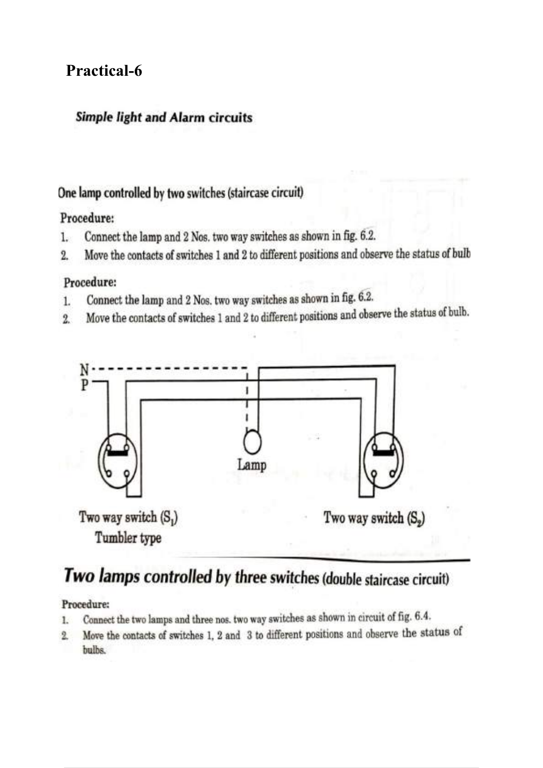# Practical-6

### *Simple light and Alarm circuits*

## One lamp controlled by two switches (staircase circuit)

**Procedure:**

1. Connect the lamp and 2 Nos. two way switches as shown in fig. 6.2.
2. Move the contacts of switches 1 and 2 to different positions and observe the status of bulb

**Procedure:**

1. Connect the lamp and 2 Nos. two way switches as shown in fig. 6.2.
2. Move the contacts of switches 1 and 2 to different positions and observe the status of bulb.

N

P

Lamp

Two way switch ($S_1$)
Tumbler type

Two way switch ($S_2$)

## Two lamps controlled by three switches (double staircase circuit)

**Procedure:**

1. Connect the two lamps and three nos. two way switches as shown in circuit of fig. 6.4.
2. Move the contacts of switches 1, 2 and 3 to different positions and observe the status of bulbs.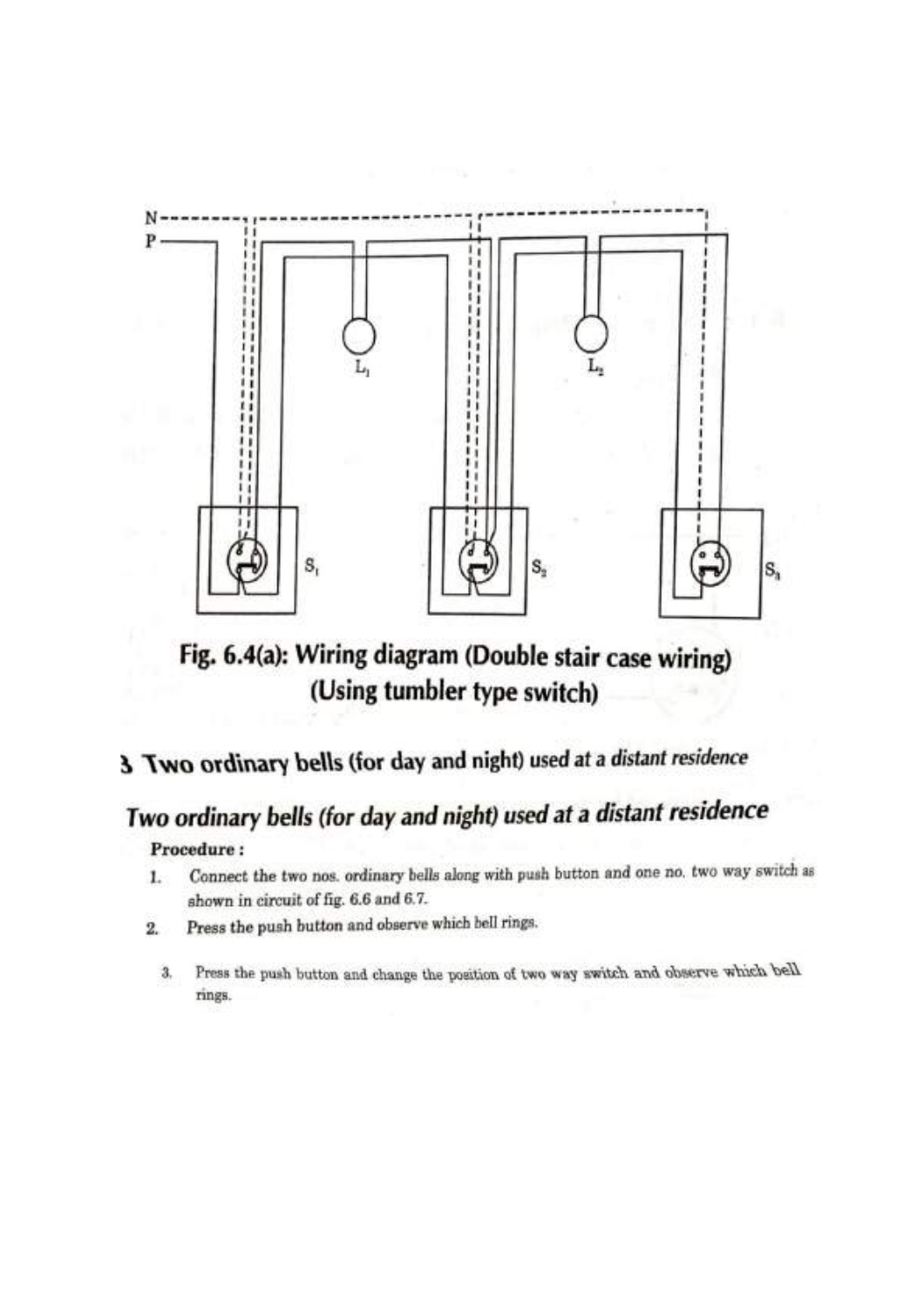**Fig. 6.4(a): Wiring diagram (Double stair case wiring) (Using tumbler type switch)**

## 3 Two ordinary bells (for day and night) used at a distant residence

## *Two ordinary bells (for day and night) used at a distant residence*

**Procedure :**

1. Connect the two nos. ordinary bells along with push button and one no. two way switch as shown in circuit of fig. 6.6 and 6.7.
2. Press the push button and observe which bell rings.
3. Press the push button and change the position of two way switch and observe which bell rings.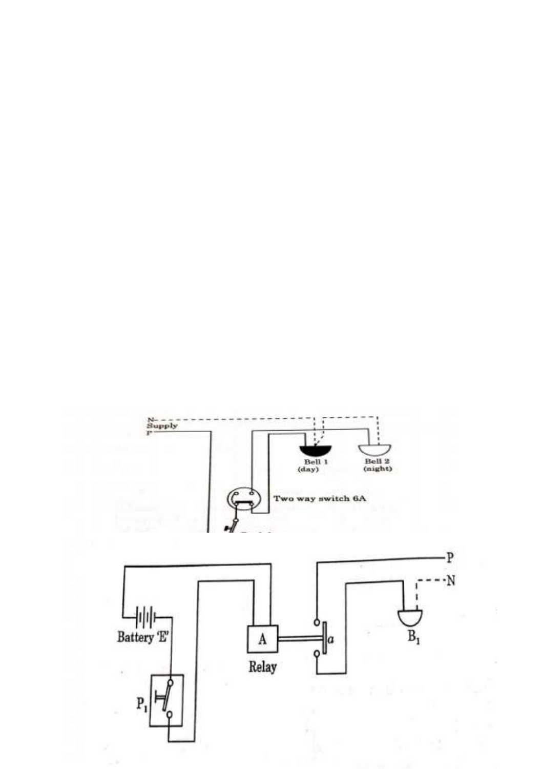N
Supply
P

Bell 1
(day)

Bell 2
(night)

Two way switch 6A

P

N

Battery 'E'

A

Relay

$a$

$B_1$

$P_1$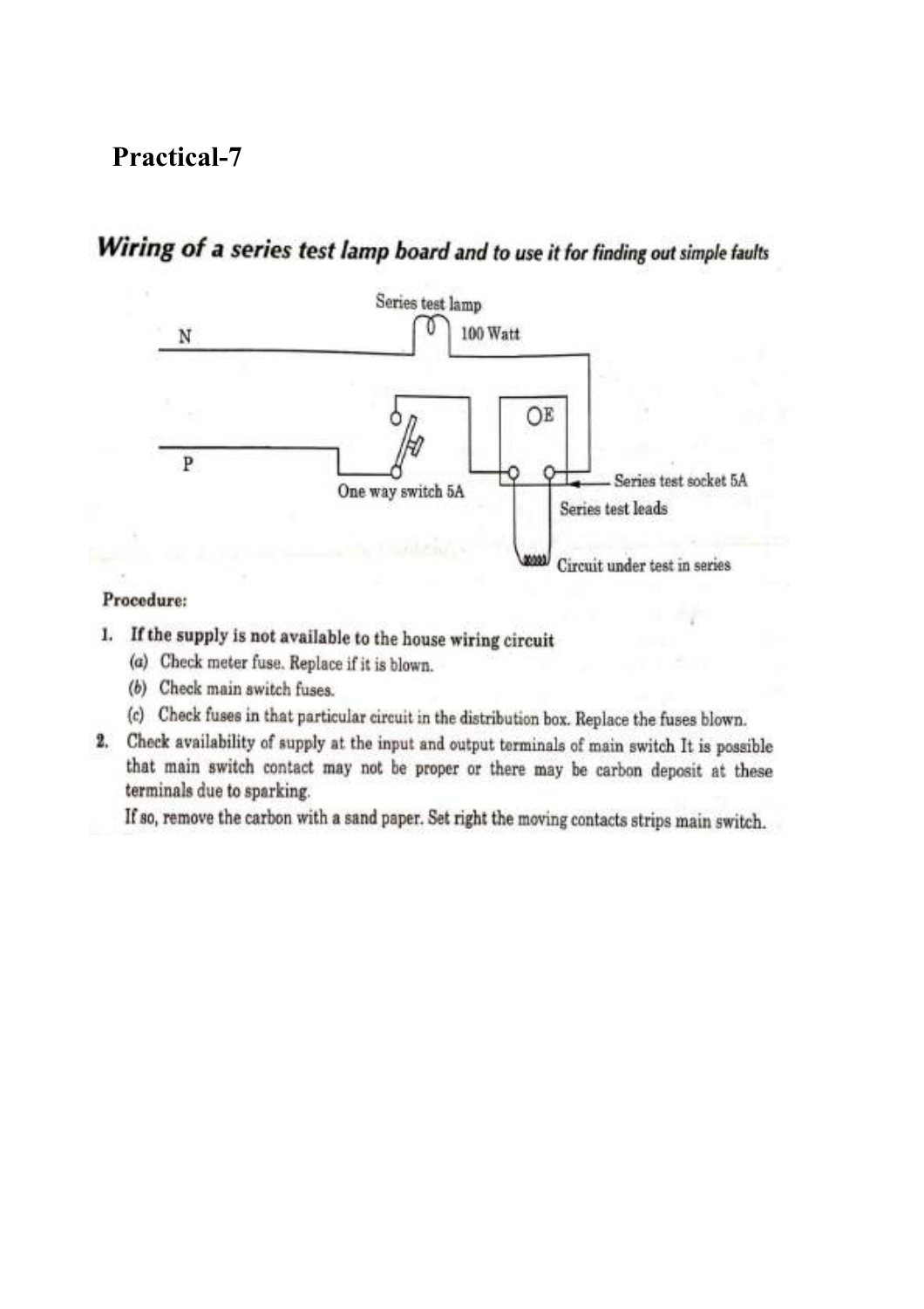# Practical-7

## Wiring of a series test lamp board and to use it for finding out simple faults

**Procedure:**

1. **If the supply is not available to the house wiring circuit**
   - (a) Check meter fuse. Replace if it is blown.
   - (b) Check main switch fuses.
   - (c) Check fuses in that particular circuit in the distribution box. Replace the fuses blown.
2. Check availability of supply at the input and output terminals of main switch It is possible that main switch contact may not be proper or there may be carbon deposit at these terminals due to sparking.

   If so, remove the carbon with a sand paper. Set right the moving contacts strips main switch.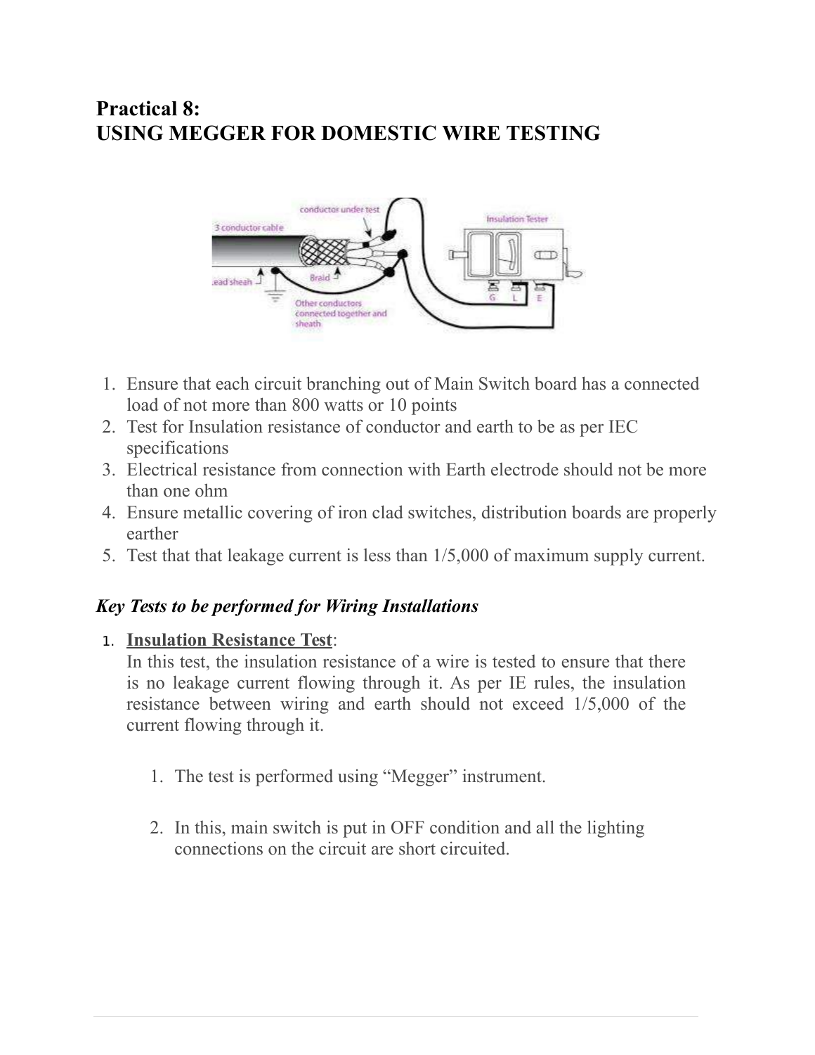# Practical 8:
# USING MEGGER FOR DOMESTIC WIRE TESTING

1. Ensure that each circuit branching out of Main Switch board has a connected load of not more than 800 watts or 10 points
2. Test for Insulation resistance of conductor and earth to be as per IEC specifications
3. Electrical resistance from connection with Earth electrode should not be more than one ohm
4. Ensure metallic covering of iron clad switches, distribution boards are properly earther
5. Test that that leakage current is less than 1/5,000 of maximum supply current.

### *Key Tests to be performed for Wiring Installations*

1. **Insulation Resistance Test**:
   In this test, the insulation resistance of a wire is tested to ensure that there is no leakage current flowing through it. As per IE rules, the insulation resistance between wiring and earth should not exceed 1/5,000 of the current flowing through it.

    1. The test is performed using "Megger" instrument.

    2. In this, main switch is put in OFF condition and all the lighting connections on the circuit are short circuited.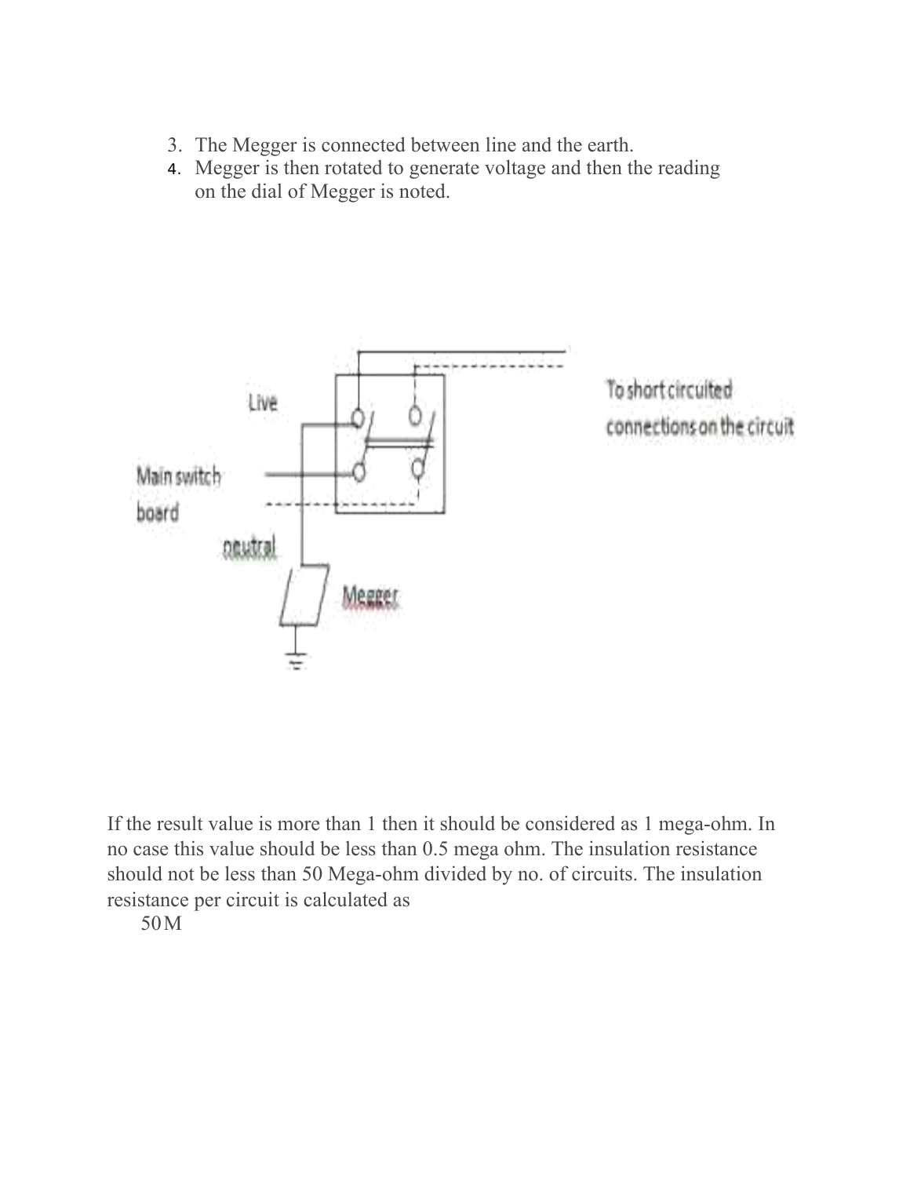3. The Megger is connected between line and the earth.
4. Megger is then rotated to generate voltage and then the reading on the dial of Megger is noted.

If the result value is more than 1 then it should be considered as 1 mega-ohm. In no case this value should be less than 0.5 mega ohm. The insulation resistance should not be less than 50 Mega-ohm divided by no. of circuits. The insulation resistance per circuit is calculated as

50M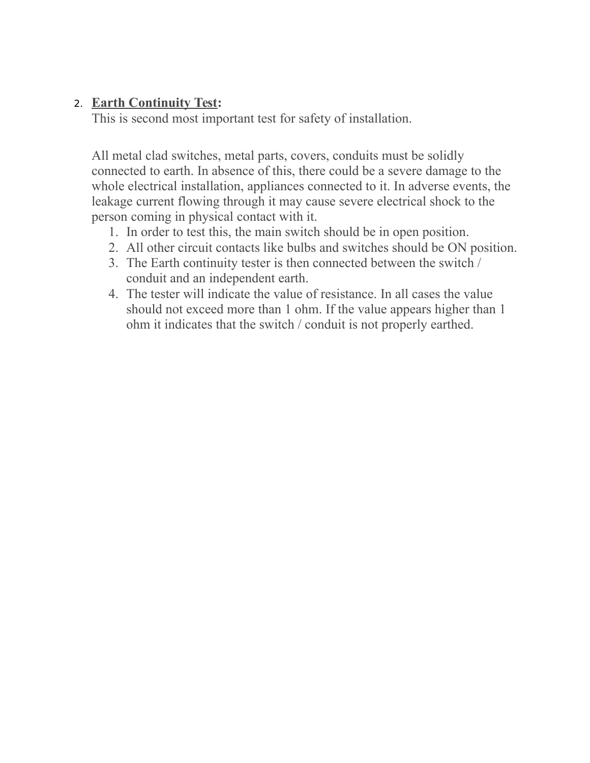2. **Earth Continuity Test:**

   This is second most important test for safety of installation.

   All metal clad switches, metal parts, covers, conduits must be solidly connected to earth. In absence of this, there could be a severe damage to the whole electrical installation, appliances connected to it. In adverse events, the leakage current flowing through it may cause severe electrical shock to the person coming in physical contact with it.

   1. In order to test this, the main switch should be in open position.
   2. All other circuit contacts like bulbs and switches should be ON position.
   3. The Earth continuity tester is then connected between the switch / conduit and an independent earth.
   4. The tester will indicate the value of resistance. In all cases the value should not exceed more than 1 ohm. If the value appears higher than 1 ohm it indicates that the switch / conduit is not properly earthed.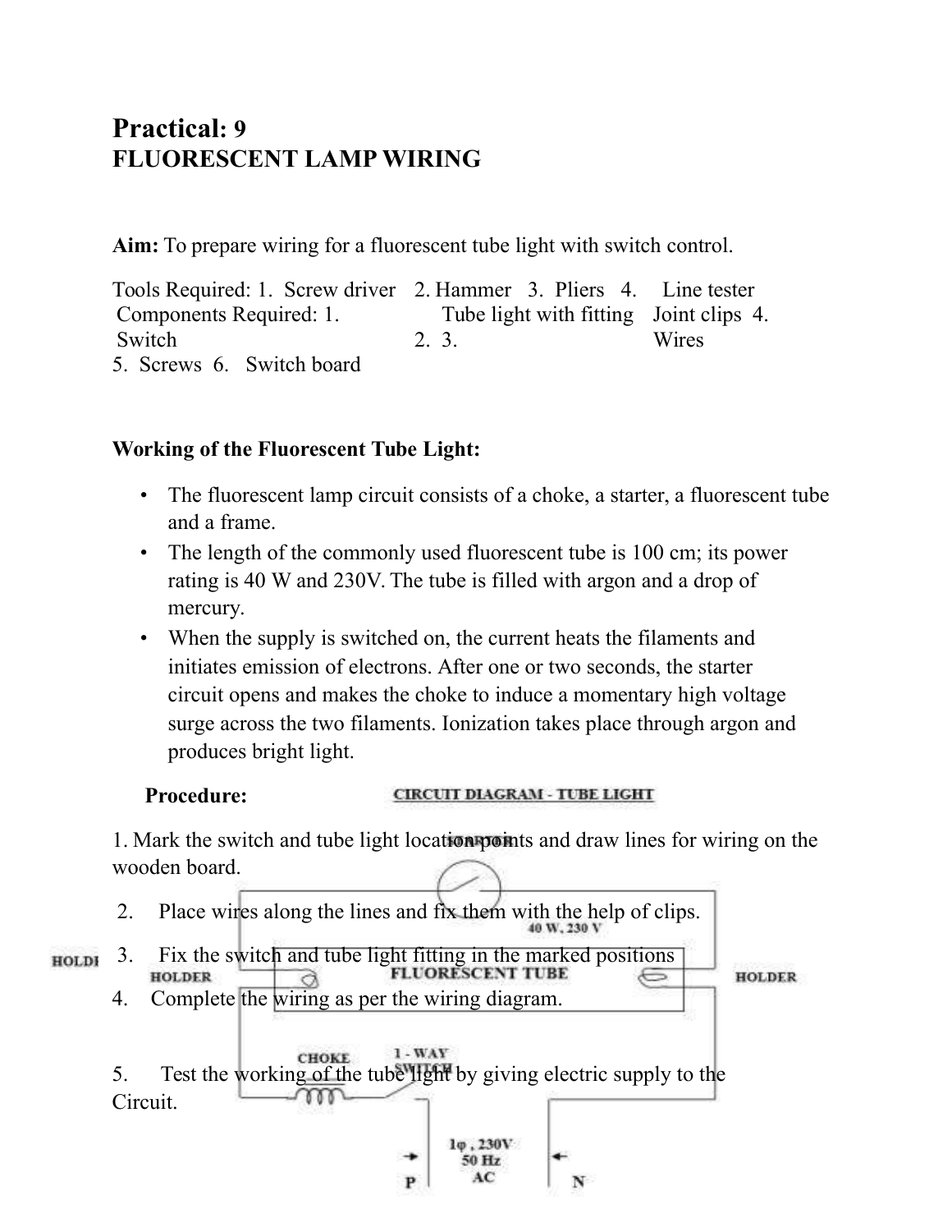# Practical: 9

## FLUORESCENT LAMP WIRING

**Aim:** To prepare wiring for a fluorescent tube light with switch control.

Tools Required: 1. Screw driver 2. Hammer 3. Pliers 4. Line tester

Components Required: 1. Switch 2. Tube light with fitting 3. Joint clips 4. Wires 5. Screws 6. Switch board

**Working of the Fluorescent Tube Light:**

- The fluorescent lamp circuit consists of a choke, a starter, a fluorescent tube and a frame.
- The length of the commonly used fluorescent tube is 100 cm; its power rating is 40 W and 230V. The tube is filled with argon and a drop of mercury.
- When the supply is switched on, the current heats the filaments and initiates emission of electrons. After one or two seconds, the starter circuit opens and makes the choke to induce a momentary high voltage surge across the two filaments. Ionization takes place through argon and produces bright light.

**Procedure:**

CIRCUIT DIAGRAM - TUBE LIGHT

STARTER

40 W, 230 V

HOLDER FLUORESCENT TUBE HOLDER

CHOKE 1 - WAY SWITCH

P 1φ, 230V 50 Hz AC N

1. Mark the switch and tube light location points and draw lines for wiring on the wooden board.
2. Place wires along the lines and fix them with the help of clips.
3. Fix the switch and tube light fitting in the marked positions
4. Complete the wiring as per the wiring diagram.
5. Test the working of the tube light by giving electric supply to the Circuit.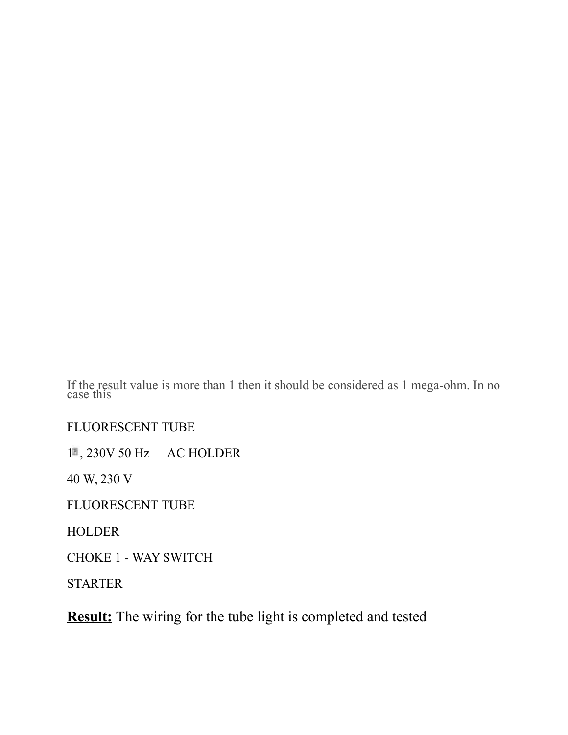If the result value is more than 1 then it should be considered as 1 mega-ohm. In no case this

FLUORESCENT TUBE

1, 230V 50 Hz AC HOLDER

40 W, 230 V

FLUORESCENT TUBE

HOLDER

CHOKE 1 - WAY SWITCH

STARTER

**Result:** The wiring for the tube light is completed and tested